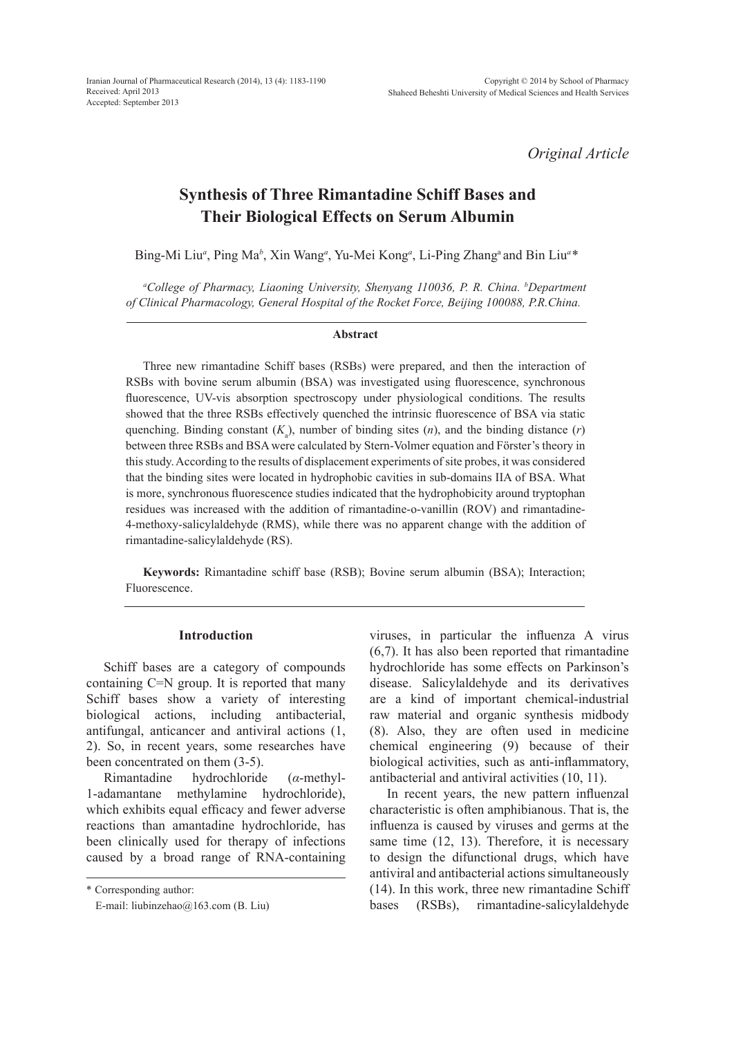*Original Article*

# Synthesis of Three Rimantadine Schiff Bases and Their Biological Effects on Serum Albumin

Bing-Mi Liu[a], Ping Ma[b], Xin Wang[a], Yu-Mei Kong[a], Li-Ping Zhang[a] and Bin Liu[a]*

[a]*College of Pharmacy, Liaoning University, Shenyang 110036, P. R. China.* [b]*Department of Clinical Pharmacology, General Hospital of the Rocket Force, Beijing 100088, P.R.China.*

## Abstract

Three new rimantadine Schiff bases (RSBs) were prepared, and then the interaction of RSBs with bovine serum albumin (BSA) was investigated using fluorescence, synchronous fluorescence, UV-vis absorption spectroscopy under physiological conditions. The results showed that the three RSBs effectively quenched the intrinsic fluorescence of BSA via static quenching. Binding constant ($K_a$), number of binding sites ($n$), and the binding distance ($r$) between three RSBs and BSA were calculated by Stern-Volmer equation and Förster's theory in this study. According to the results of displacement experiments of site probes, it was considered that the binding sites were located in hydrophobic cavities in sub-domains IIA of BSA. What is more, synchronous fluorescence studies indicated that the hydrophobicity around tryptophan residues was increased with the addition of rimantadine-o-vanillin (ROV) and rimantadine-4-methoxy-salicylaldehyde (RMS), while there was no apparent change with the addition of rimantadine-salicylaldehyde (RS).

**Keywords:** Rimantadine schiff base (RSB); Bovine serum albumin (BSA); Interaction; Fluorescence.

## Introduction

Schiff bases are a category of compounds containing C=N group. It is reported that many Schiff bases show a variety of interesting biological actions, including antibacterial, antifungal, anticancer and antiviral actions (1, 2). So, in recent years, some researches have been concentrated on them (3-5).

Rimantadine hydrochloride (*α*-methyl-1-adamantane methylamine hydrochloride), which exhibits equal efficacy and fewer adverse reactions than amantadine hydrochloride, has been clinically used for therapy of infections caused by a broad range of RNA-containing viruses, in particular the influenza A virus (6,7). It has also been reported that rimantadine hydrochloride has some effects on Parkinson's disease. Salicylaldehyde and its derivatives are a kind of important chemical-industrial raw material and organic synthesis midbody (8). Also, they are often used in medicine chemical engineering (9) because of their biological activities, such as anti-inflammatory, antibacterial and antiviral activities (10, 11).

In recent years, the new pattern influenzal characteristic is often amphibianous. That is, the influenza is caused by viruses and germs at the same time (12, 13). Therefore, it is necessary to design the difunctional drugs, which have antiviral and antibacterial actions simultaneously (14). In this work, three new rimantadine Schiff bases (RSBs), rimantadine-salicylaldehyde

\* Corresponding author:
E-mail: liubinzehao@163.com (B. Liu)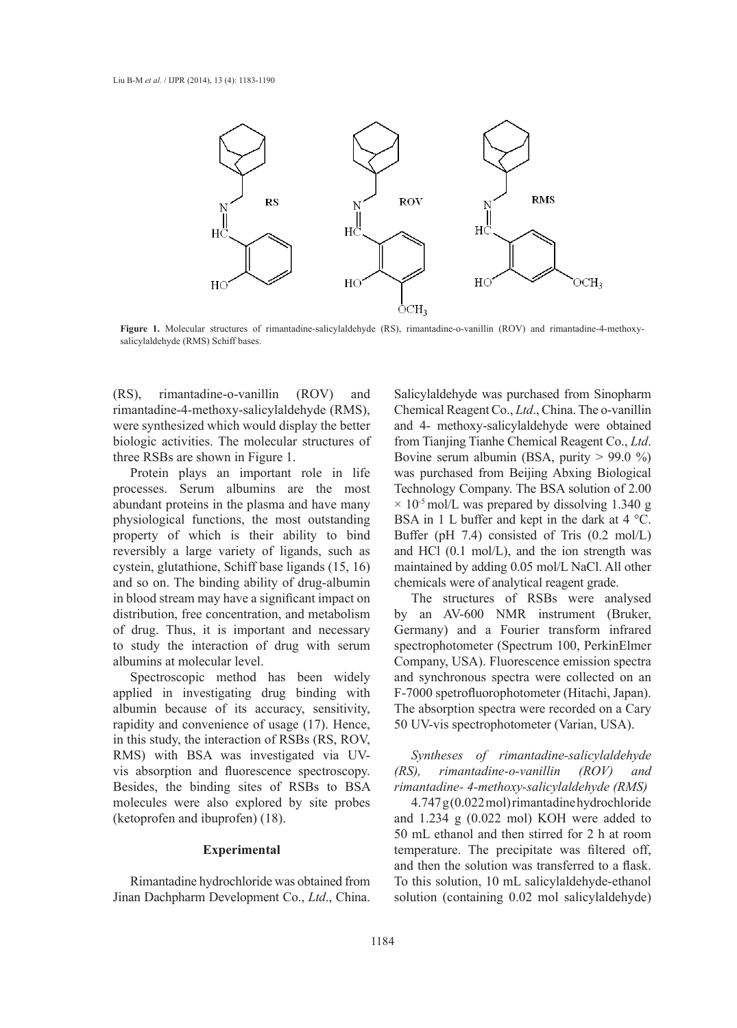**Figure 1.** Molecular structures of rimantadine-salicylaldehyde (RS), rimantadine-o-vanillin (ROV) and rimantadine-4-methoxy-salicylaldehyde (RMS) Schiff bases.

(RS), rimantadine-o-vanillin (ROV) and rimantadine-4-methoxy-salicylaldehyde (RMS), were synthesized which would display the better biologic activities. The molecular structures of three RSBs are shown in Figure 1.

Protein plays an important role in life processes. Serum albumins are the most abundant proteins in the plasma and have many physiological functions, the most outstanding property of which is their ability to bind reversibly a large variety of ligands, such as cystein, glutathione, Schiff base ligands (15, 16) and so on. The binding ability of drug-albumin in blood stream may have a significant impact on distribution, free concentration, and metabolism of drug. Thus, it is important and necessary to study the interaction of drug with serum albumins at molecular level.

Spectroscopic method has been widely applied in investigating drug binding with albumin because of its accuracy, sensitivity, rapidity and convenience of usage (17). Hence, in this study, the interaction of RSBs (RS, ROV, RMS) with BSA was investigated via UV-vis absorption and fluorescence spectroscopy. Besides, the binding sites of RSBs to BSA molecules were also explored by site probes (ketoprofen and ibuprofen) (18).

## Experimental

Rimantadine hydrochloride was obtained from Jinan Dachpharm Development Co., *Ltd*., China. Salicylaldehyde was purchased from Sinopharm Chemical Reagent Co., *Ltd*., China. The o-vanillin and 4- methoxy-salicylaldehyde were obtained from Tianjing Tianhe Chemical Reagent Co., *Ltd*. Bovine serum albumin (BSA, purity > 99.0 %) was purchased from Beijing Abxing Biological Technology Company. The BSA solution of 2.00 $\times 10^{-5}$ mol/L was prepared by dissolving 1.340 g BSA in 1 L buffer and kept in the dark at 4 °C. Buffer (pH 7.4) consisted of Tris (0.2 mol/L) and HCl (0.1 mol/L), and the ion strength was maintained by adding 0.05 mol/L NaCl. All other chemicals were of analytical reagent grade.

The structures of RSBs were analysed by an AV-600 NMR instrument (Bruker, Germany) and a Fourier transform infrared spectrophotometer (Spectrum 100, PerkinElmer Company, USA). Fluorescence emission spectra and synchronous spectra were collected on an F-7000 spetrofluorophotometer (Hitachi, Japan). The absorption spectra were recorded on a Cary 50 UV-vis spectrophotometer (Varian, USA).

### *Syntheses of rimantadine-salicylaldehyde (RS), rimantadine-o-vanillin (ROV) and rimantadine- 4-methoxy-salicylaldehyde (RMS)*

4.747 g (0.022 mol) rimantadine hydrochloride and 1.234 g (0.022 mol) KOH were added to 50 mL ethanol and then stirred for 2 h at room temperature. The precipitate was filtered off, and then the solution was transferred to a flask. To this solution, 10 mL salicylaldehyde-ethanol solution (containing 0.02 mol salicylaldehyde)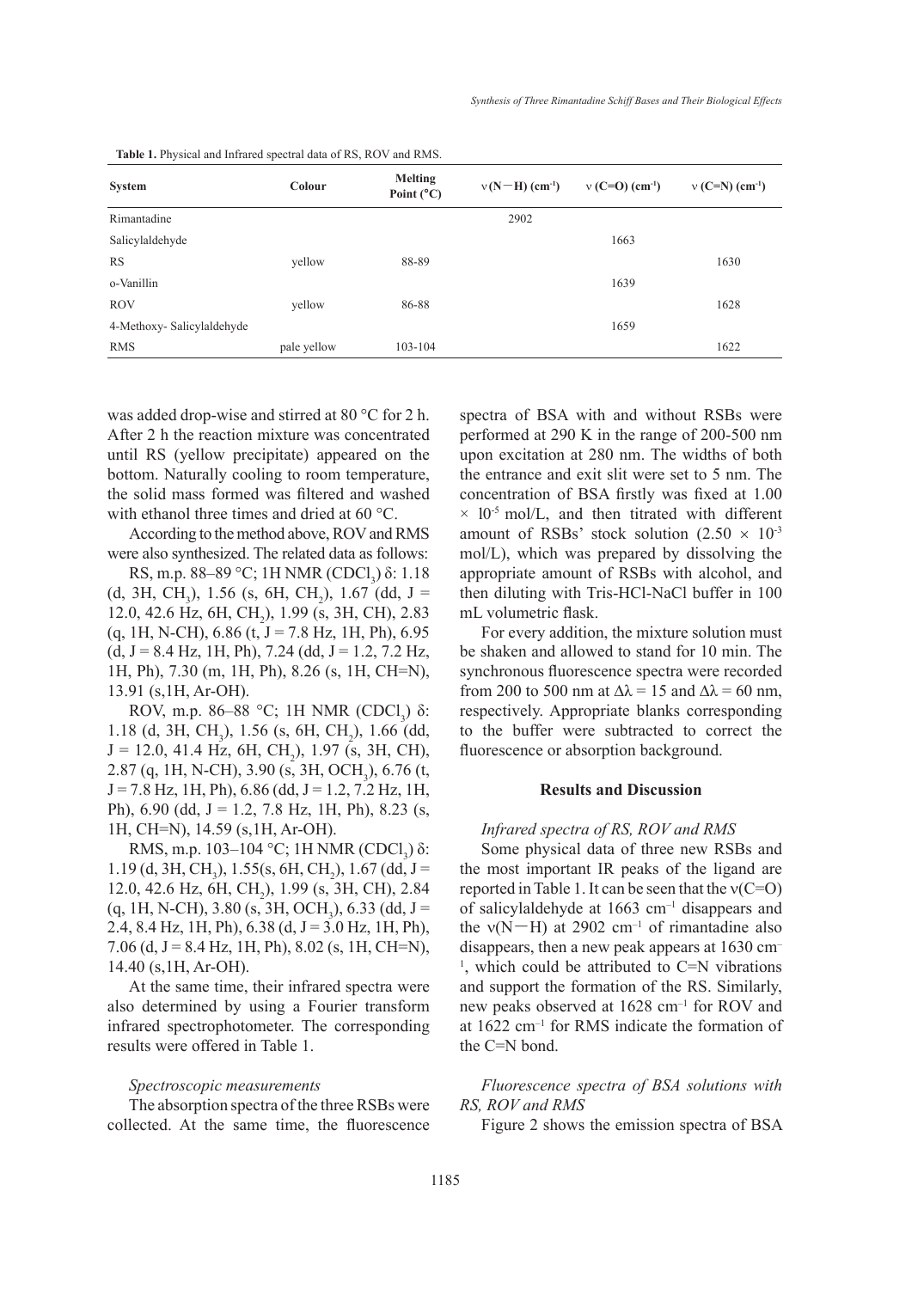**Table 1.** Physical and Infrared spectral data of RS, ROV and RMS.

| System | Colour | Melting Point (°C) | ν(N−H) (cm$^{-1}$) | ν (C=O) (cm$^{-1}$) | ν (C=N) (cm$^{-1}$) |
|---|---|---|---|---|---|
| Rimantadine | | | 2902 | | |
| Salicylaldehyde | | | | 1663 | |
| RS | yellow | 88-89 | | | 1630 |
| o-Vanillin | | | | 1639 | |
| ROV | yellow | 86-88 | | | 1628 |
| 4-Methoxy- Salicylaldehyde | | | | 1659 | |
| RMS | pale yellow | 103-104 | | | 1622 |

was added drop-wise and stirred at 80 °C for 2 h. After 2 h the reaction mixture was concentrated until RS (yellow precipitate) appeared on the bottom. Naturally cooling to room temperature, the solid mass formed was filtered and washed with ethanol three times and dried at 60 °C.

According to the method above, ROV and RMS were also synthesized. The related data as follows:

RS, m.p. 88–89 °C; 1H NMR ($CDCl_3$) δ: 1.18 (d, 3H, $CH_3$), 1.56 (s, 6H, $CH_2$), 1.67 (dd, J = 12.0, 42.6 Hz, 6H, $CH_2$), 1.99 (s, 3H, CH), 2.83 (q, 1H, N-CH), 6.86 (t, J = 7.8 Hz, 1H, Ph), 6.95 (d, J = 8.4 Hz, 1H, Ph), 7.24 (dd, J = 1.2, 7.2 Hz, 1H, Ph), 7.30 (m, 1H, Ph), 8.26 (s, 1H, CH=N), 13.91 (s,1H, Ar-OH).

ROV, m.p. 86–88 °C; 1H NMR ($CDCl_3$) δ: 1.18 (d, 3H, $CH_3$), 1.56 (s, 6H, $CH_2$), 1.66 (dd, J = 12.0, 41.4 Hz, 6H, $CH_2$), 1.97 (s, 3H, CH), 2.87 (q, 1H, N-CH), 3.90 (s, 3H, $OCH_3$), 6.76 (t, J = 7.8 Hz, 1H, Ph), 6.86 (dd, J = 1.2, 7.2 Hz, 1H, Ph), 6.90 (dd, J = 1.2, 7.8 Hz, 1H, Ph), 8.23 (s, 1H, CH=N), 14.59 (s,1H, Ar-OH).

RMS, m.p. 103–104 °C; 1H NMR ($CDCl_3$) δ: 1.19 (d, 3H, $CH_3$), 1.55(s, 6H, $CH_2$), 1.67 (dd, J = 12.0, 42.6 Hz, 6H, $CH_2$), 1.99 (s, 3H, CH), 2.84 (q, 1H, N-CH), 3.80 (s, 3H, $OCH_3$), 6.33 (dd, J = 2.4, 8.4 Hz, 1H, Ph), 6.38 (d, J = 3.0 Hz, 1H, Ph), 7.06 (d, J = 8.4 Hz, 1H, Ph), 8.02 (s, 1H, CH=N), 14.40 (s,1H, Ar-OH).

At the same time, their infrared spectra were also determined by using a Fourier transform infrared spectrophotometer. The corresponding results were offered in Table 1.

*Spectroscopic measurements*

The absorption spectra of the three RSBs were collected. At the same time, the fluorescence spectra of BSA with and without RSBs were performed at 290 K in the range of 200-500 nm upon excitation at 280 nm. The widths of both the entrance and exit slit were set to 5 nm. The concentration of BSA firstly was fixed at 1.00 × $10^{-5}$ mol/L, and then titrated with different amount of RSBs' stock solution (2.50 × $10^{-3}$ mol/L), which was prepared by dissolving the appropriate amount of RSBs with alcohol, and then diluting with Tris-HCl-NaCl buffer in 100 mL volumetric flask.

For every addition, the mixture solution must be shaken and allowed to stand for 10 min. The synchronous fluorescence spectra were recorded from 200 to 500 nm at Δλ = 15 and Δλ = 60 nm, respectively. Appropriate blanks corresponding to the buffer were subtracted to correct the fluorescence or absorption background.

## Results and Discussion

*Infrared spectra of RS, ROV and RMS*

Some physical data of three new RSBs and the most important IR peaks of the ligand are reported in Table 1. It can be seen that the ν(C=O) of salicylaldehyde at 1663 cm$^{-1}$ disappears and the ν(N−H) at 2902 cm$^{-1}$ of rimantadine also disappears, then a new peak appears at 1630 cm$^{-1}$, which could be attributed to C=N vibrations and support the formation of the RS. Similarly, new peaks observed at 1628 cm$^{-1}$ for ROV and at 1622 cm$^{-1}$ for RMS indicate the formation of the C=N bond.

*Fluorescence spectra of BSA solutions with RS, ROV and RMS*

Figure 2 shows the emission spectra of BSA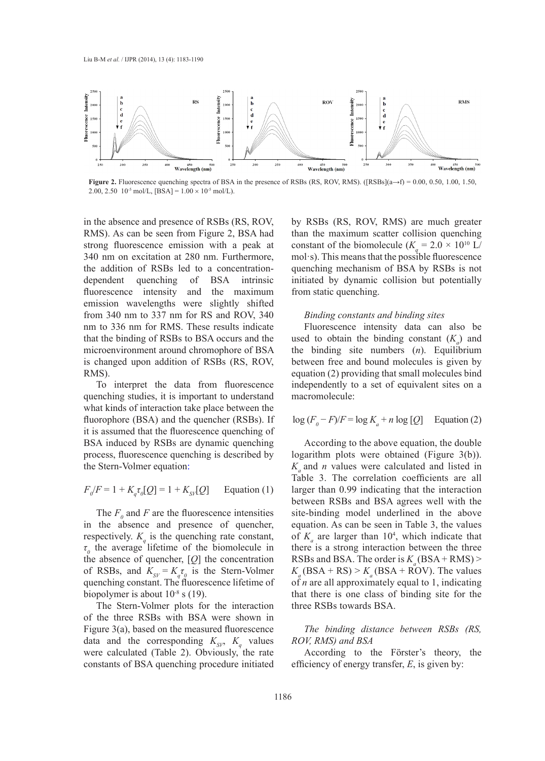**Figure 2.** Fluorescence quenching spectra of BSA in the presence of RSBs (RS, ROV, RMS). ([RSBs](a→f) = 0.00, 0.50, 1.00, 1.50, 2.00, 2.50 $10^{-5}$ mol/L, [BSA] = $1.00 \times 10^{-5}$ mol/L).

in the absence and presence of RSBs (RS, ROV, RMS). As can be seen from Figure 2, BSA had strong fluorescence emission with a peak at 340 nm on excitation at 280 nm. Furthermore, the addition of RSBs led to a concentration-dependent quenching of BSA intrinsic fluorescence intensity and the maximum emission wavelengths were slightly shifted from 340 nm to 337 nm for RS and ROV, 340 nm to 336 nm for RMS. These results indicate that the binding of RSBs to BSA occurs and the microenvironment around chromophore of BSA is changed upon addition of RSBs (RS, ROV, RMS).

To interpret the data from fluorescence quenching studies, it is important to understand what kinds of interaction take place between the fluorophore (BSA) and the quencher (RSBs). If it is assumed that the fluorescence quenching of BSA induced by RSBs are dynamic quenching process, fluorescence quenching is described by the Stern-Volmer equation:

$$F_0/F = 1 + K_q\tau_0[Q] = 1 + K_{SV}[Q] \quad \text{Equation (1)}$$

The $F_0$ and $F$ are the fluorescence intensities in the absence and presence of quencher, respectively. $K_q$ is the quenching rate constant, $\tau_0$ the average lifetime of the biomolecule in the absence of quencher, $[Q]$ the concentration of RSBs, and $K_{SV} = K_q\tau_0$ is the Stern-Volmer quenching constant. The fluorescence lifetime of biopolymer is about $10^{-8}$ s (19).

The Stern-Volmer plots for the interaction of the three RSBs with BSA were shown in Figure 3(a), based on the measured fluorescence data and the corresponding $K_{SV}$, $K_q$ values were calculated (Table 2). Obviously, the rate constants of BSA quenching procedure initiated by RSBs (RS, ROV, RMS) are much greater than the maximum scatter collision quenching constant of the biomolecule ($K_q = 2.0 \times 10^{10}$ L/mol·s). This means that the possible fluorescence quenching mechanism of BSA by RSBs is not initiated by dynamic collision but potentially from static quenching.

*Binding constants and binding sites*

Fluorescence intensity data can also be used to obtain the binding constant ($K_a$) and the binding site numbers ($n$). Equilibrium between free and bound molecules is given by equation (2) providing that small molecules bind independently to a set of equivalent sites on a macromolecule:

$$\log(F_0 - F)/F = \log K_a + n\log[Q] \quad \text{Equation (2)}$$

According to the above equation, the double logarithm plots were obtained (Figure 3(b)). $K_a$ and $n$ values were calculated and listed in Table 3. The correlation coefficients are all larger than 0.99 indicating that the interaction between RSBs and BSA agrees well with the site-binding model underlined in the above equation. As can be seen in Table 3, the values of $K_a$ are larger than $10^4$, which indicate that there is a strong interaction between the three RSBs and BSA. The order is $K_a$(BSA + RMS) > $K_a$(BSA + RS) > $K_a$(BSA + ROV). The values of $n$ are all approximately equal to 1, indicating that there is one class of binding site for the three RSBs towards BSA.

*The binding distance between RSBs (RS, ROV, RMS) and BSA*

According to the Förster's theory, the efficiency of energy transfer, $E$, is given by: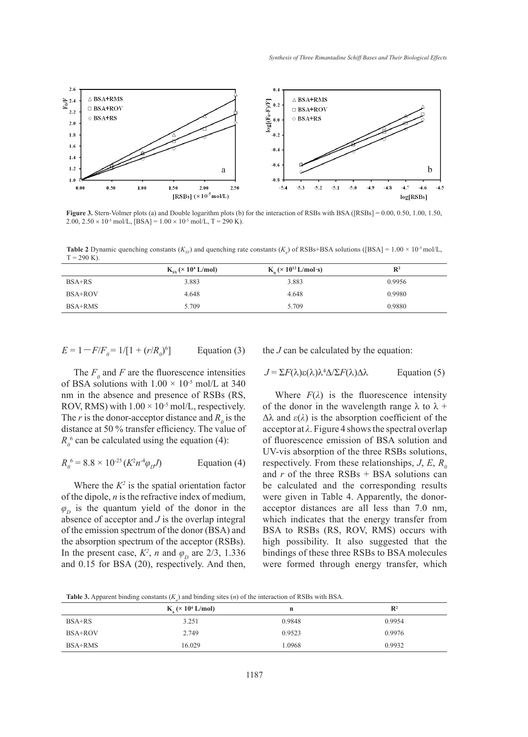**Figure 3.** Stern-Volmer plots (a) and Double logarithm plots (b) for the interaction of RSBs with BSA ([RSBs] = 0.00, 0.50, 1.00, 1.50, 2.00, 2.50 × $10^{-5}$ mol/L, [BSA] = 1.00 × $10^{-5}$ mol/L, T = 290 K).

**Table 2** Dynamic quenching constants ($K_{SV}$) and quenching rate constants ($K_q$) of RSBs+BSA solutions ([BSA] = 1.00 × $10^{-5}$ mol/L, T = 290 K).

| | $K_{SV}$ (× $10^4$ L/mol) | $K_q$ (× $10^{12}$ L/mol·s) | $R^2$ |
|---|---|---|---|
| BSA+RS | 3.883 | 3.883 | 0.9956 |
| BSA+ROV | 4.648 | 4.648 | 0.9980 |
| BSA+RMS | 5.709 | 5.709 | 0.9880 |

$$E = 1 - F/F_0 = 1/[1 + (r/R_0)^6] \qquad \text{Equation (3)}$$

The $F_0$ and $F$ are the fluorescence intensities of BSA solutions with 1.00 × $10^{-5}$ mol/L at 340 nm in the absence and presence of RSBs (RS, ROV, RMS) with 1.00 × $10^{-5}$ mol/L, respectively. The $r$ is the donor-acceptor distance and $R_0$ is the distance at 50 % transfer efficiency. The value of $R_0^6$ can be calculated using the equation (4):

$$R_0^6 = 8.8 \times 10^{-25} (K^2 n^{-4} \varphi_D J) \qquad \text{Equation (4)}$$

Where the $K^2$ is the spatial orientation factor of the dipole, $n$ is the refractive index of medium, $\varphi_D$ is the quantum yield of the donor in the absence of acceptor and $J$ is the overlap integral of the emission spectrum of the donor (BSA) and the absorption spectrum of the acceptor (RSBs). In the present case, $K^2$, $n$ and $\varphi_D$ are 2/3, 1.336 and 0.15 for BSA (20), respectively. And then, the $J$ can be calculated by the equation:

$$J = \Sigma F(\lambda)\varepsilon(\lambda)\lambda^4\Delta/\Sigma F(\lambda)\Delta\lambda \qquad \text{Equation (5)}$$

Where $F(\lambda)$ is the fluorescence intensity of the donor in the wavelength range $\lambda$ to $\lambda + \Delta\lambda$ and $\varepsilon(\lambda)$ is the absorption coefficient of the acceptor at $\lambda$. Figure 4 shows the spectral overlap of fluorescence emission of BSA solution and UV-vis absorption of the three RSBs solutions, respectively. From these relationships, $J$, $E$, $R_0$ and $r$ of the three RSBs + BSA solutions can be calculated and the corresponding results were given in Table 4. Apparently, the donor-acceptor distances are all less than 7.0 nm, which indicates that the energy transfer from BSA to RSBs (RS, ROV, RMS) occurs with high possibility. It also suggested that the bindings of these three RSBs to BSA molecules were formed through energy transfer, which

**Table 3.** Apparent binding constants ($K_a$) and binding sites ($n$) of the interaction of RSBs with BSA.

| | $K_a$ (× $10^4$ L/mol) | n | $R^2$ |
|---|---|---|---|
| BSA+RS | 3.251 | 0.9848 | 0.9954 |
| BSA+ROV | 2.749 | 0.9523 | 0.9976 |
| BSA+RMS | 16.029 | 1.0968 | 0.9932 |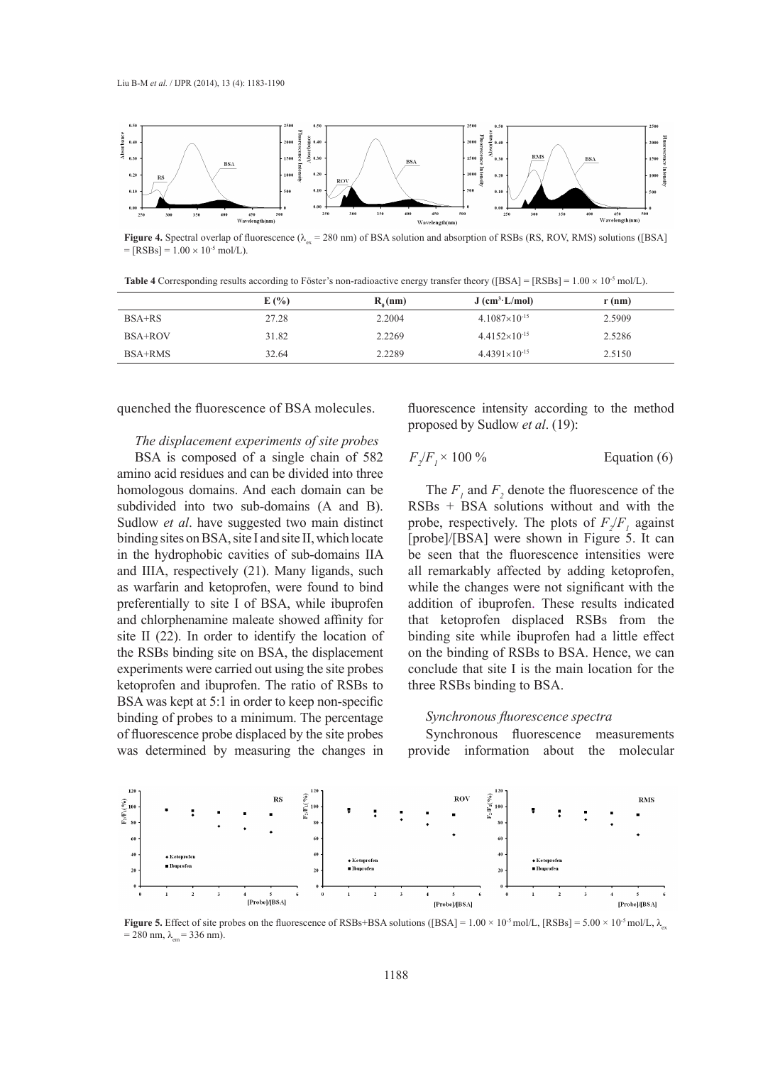**Figure 4.** Spectral overlap of fluorescence ($\lambda_{ex}$ = 280 nm) of BSA solution and absorption of RSBs (RS, ROV, RMS) solutions ([BSA] = [RSBs] = $1.00 \times 10^{-5}$ mol/L).

**Table 4** Corresponding results according to Föster's non-radioactive energy transfer theory ([BSA] = [RSBs] = $1.00 \times 10^{-5}$ mol/L).

| | E (%) | $R_0$ (nm) | J ($cm^3 \cdot L/mol$) | r (nm) |
|---|---|---|---|---|
| BSA+RS | 27.28 | 2.2004 | $4.1087 \times 10^{-15}$ | 2.5909 |
| BSA+ROV | 31.82 | 2.2269 | $4.4152 \times 10^{-15}$ | 2.5286 |
| BSA+RMS | 32.64 | 2.2289 | $4.4391 \times 10^{-15}$ | 2.5150 |

quenched the fluorescence of BSA molecules.

### *The displacement experiments of site probes*

BSA is composed of a single chain of 582 amino acid residues and can be divided into three homologous domains. And each domain can be subdivided into two sub-domains (A and B). Sudlow *et al*. have suggested two main distinct binding sites on BSA, site I and site II, which locate in the hydrophobic cavities of sub-domains IIA and IIIA, respectively (21). Many ligands, such as warfarin and ketoprofen, were found to bind preferentially to site I of BSA, while ibuprofen and chlorphenamine maleate showed affinity for site II (22). In order to identify the location of the RSBs binding site on BSA, the displacement experiments were carried out using the site probes ketoprofen and ibuprofen. The ratio of RSBs to BSA was kept at 5:1 in order to keep non-specific binding of probes to a minimum. The percentage of fluorescence probe displaced by the site probes was determined by measuring the changes in fluorescence intensity according to the method proposed by Sudlow *et al*. (19):

$$F_2/F_1 \times 100\ \% \qquad \text{Equation (6)}$$

The $F_1$ and $F_2$ denote the fluorescence of the RSBs + BSA solutions without and with the probe, respectively. The plots of $F_2/F_1$ against [probe]/[BSA] were shown in Figure 5. It can be seen that the fluorescence intensities were all remarkably affected by adding ketoprofen, while the changes were not significant with the addition of ibuprofen. These results indicated that ketoprofen displaced RSBs from the binding site while ibuprofen had a little effect on the binding of RSBs to BSA. Hence, we can conclude that site I is the main location for the three RSBs binding to BSA.

### *Synchronous fluorescence spectra*

Synchronous fluorescence measurements provide information about the molecular

**Figure 5.** Effect of site probes on the fluorescence of RSBs+BSA solutions ([BSA] = $1.00 \times 10^{-5}$ mol/L, [RSBs] = $5.00 \times 10^{-5}$ mol/L, $\lambda_{ex}$ = 280 nm, $\lambda_{em}$ = 336 nm).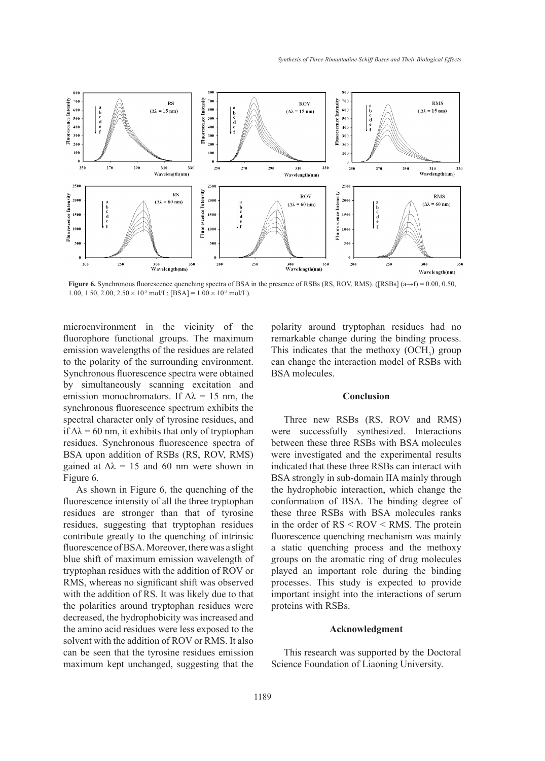**Figure 6.** Synchronous fluorescence quenching spectra of BSA in the presence of RSBs (RS, ROV, RMS). ([RSBs] (a→f) = 0.00, 0.50, 1.00, 1.50, 2.00, 2.50 × $10^{-5}$ mol/L; [BSA] = 1.00 × $10^{-5}$ mol/L).

microenvironment in the vicinity of the fluorophore functional groups. The maximum emission wavelengths of the residues are related to the polarity of the surrounding environment. Synchronous fluorescence spectra were obtained by simultaneously scanning excitation and emission monochromators. If $\Delta\lambda$ = 15 nm, the synchronous fluorescence spectrum exhibits the spectral character only of tyrosine residues, and if $\Delta\lambda$ = 60 nm, it exhibits that only of tryptophan residues. Synchronous fluorescence spectra of BSA upon addition of RSBs (RS, ROV, RMS) gained at $\Delta\lambda$ = 15 and 60 nm were shown in Figure 6.

As shown in Figure 6, the quenching of the fluorescence intensity of all the three tryptophan residues are stronger than that of tyrosine residues, suggesting that tryptophan residues contribute greatly to the quenching of intrinsic fluorescence of BSA. Moreover, there was a slight blue shift of maximum emission wavelength of tryptophan residues with the addition of ROV or RMS, whereas no significant shift was observed with the addition of RS. It was likely due to that the polarities around tryptophan residues were decreased, the hydrophobicity was increased and the amino acid residues were less exposed to the solvent with the addition of ROV or RMS. It also can be seen that the tyrosine residues emission maximum kept unchanged, suggesting that the polarity around tryptophan residues had no remarkable change during the binding process. This indicates that the methoxy ($OCH_3$) group can change the interaction model of RSBs with BSA molecules.

## Conclusion

Three new RSBs (RS, ROV and RMS) were successfully synthesized. Interactions between these three RSBs with BSA molecules were investigated and the experimental results indicated that these three RSBs can interact with BSA strongly in sub-domain IIA mainly through the hydrophobic interaction, which change the conformation of BSA. The binding degree of these three RSBs with BSA molecules ranks in the order of RS < ROV < RMS. The protein fluorescence quenching mechanism was mainly a static quenching process and the methoxy groups on the aromatic ring of drug molecules played an important role during the binding processes. This study is expected to provide important insight into the interactions of serum proteins with RSBs.

## Acknowledgment

This research was supported by the Doctoral Science Foundation of Liaoning University.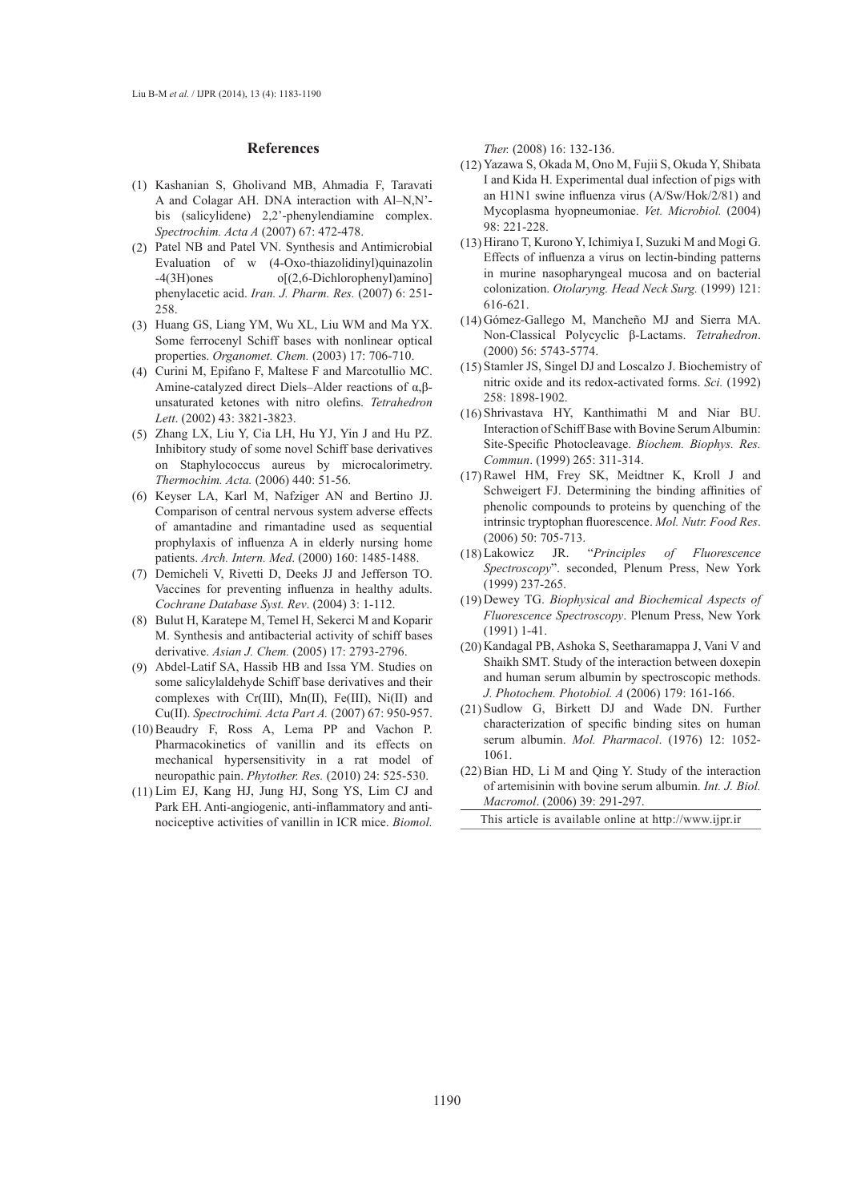## References

(1) Kashanian S, Gholivand MB, Ahmadia F, Taravati A and Colagar AH. DNA interaction with Al–N,N'-bis (salicylidene) 2,2'-phenylendiamine complex. *Spectrochim. Acta A* (2007) 67: 472-478.

(2) Patel NB and Patel VN. Synthesis and Antimicrobial Evaluation of w (4-Oxo-thiazolidinyl)quinazolin -4(3H)ones o[(2,6-Dichlorophenyl)amino] phenylacetic acid. *Iran. J. Pharm. Res.* (2007) 6: 251-258.

(3) Huang GS, Liang YM, Wu XL, Liu WM and Ma YX. Some ferrocenyl Schiff bases with nonlinear optical properties. *Organomet. Chem.* (2003) 17: 706-710.

(4) Curini M, Epifano F, Maltese F and Marcotullio MC. Amine-catalyzed direct Diels–Alder reactions of α,β-unsaturated ketones with nitro olefins. *Tetrahedron Lett*. (2002) 43: 3821-3823.

(5) Zhang LX, Liu Y, Cia LH, Hu YJ, Yin J and Hu PZ. Inhibitory study of some novel Schiff base derivatives on Staphylococcus aureus by microcalorimetry. *Thermochim. Acta.* (2006) 440: 51-56.

(6) Keyser LA, Karl M, Nafziger AN and Bertino JJ. Comparison of central nervous system adverse effects of amantadine and rimantadine used as sequential prophylaxis of influenza A in elderly nursing home patients. *Arch. Intern. Med*. (2000) 160: 1485-1488.

(7) Demicheli V, Rivetti D, Deeks JJ and Jefferson TO. Vaccines for preventing influenza in healthy adults. *Cochrane Database Syst. Rev*. (2004) 3: 1-112.

(8) Bulut H, Karatepe M, Temel H, Sekerci M and Koparir M. Synthesis and antibacterial activity of schiff bases derivative. *Asian J. Chem.* (2005) 17: 2793-2796.

(9) Abdel-Latif SA, Hassib HB and Issa YM. Studies on some salicylaldehyde Schiff base derivatives and their complexes with Cr(III), Mn(II), Fe(III), Ni(II) and Cu(II). *Spectrochimi. Acta Part A.* (2007) 67: 950-957.

(10) Beaudry F, Ross A, Lema PP and Vachon P. Pharmacokinetics of vanillin and its effects on mechanical hypersensitivity in a rat model of neuropathic pain. *Phytother. Res.* (2010) 24: 525-530.

(11) Lim EJ, Kang HJ, Jung HJ, Song YS, Lim CJ and Park EH. Anti-angiogenic, anti-inflammatory and anti-nociceptive activities of vanillin in ICR mice. *Biomol. Ther.* (2008) 16: 132-136.

(12) Yazawa S, Okada M, Ono M, Fujii S, Okuda Y, Shibata I and Kida H. Experimental dual infection of pigs with an H1N1 swine influenza virus (A/Sw/Hok/2/81) and Mycoplasma hyopneumoniae. *Vet. Microbiol.* (2004) 98: 221-228.

(13) Hirano T, Kurono Y, Ichimiya I, Suzuki M and Mogi G. Effects of influenza a virus on lectin-binding patterns in murine nasopharyngeal mucosa and on bacterial colonization. *Otolaryng. Head Neck Surg.* (1999) 121: 616-621.

(14) Gómez-Gallego M, Mancheño MJ and Sierra MA. Non-Classical Polycyclic β-Lactams. *Tetrahedron*. (2000) 56: 5743-5774.

(15) Stamler JS, Singel DJ and Loscalzo J. Biochemistry of nitric oxide and its redox-activated forms. *Sci.* (1992) 258: 1898-1902.

(16) Shrivastava HY, Kanthimathi M and Niar BU. Interaction of Schiff Base with Bovine Serum Albumin: Site-Specific Photocleavage. *Biochem. Biophys. Res. Commun*. (1999) 265: 311-314.

(17) Rawel HM, Frey SK, Meidtner K, Kroll J and Schweigert FJ. Determining the binding affinities of phenolic compounds to proteins by quenching of the intrinsic tryptophan fluorescence. *Mol. Nutr. Food Res*. (2006) 50: 705-713.

(18) Lakowicz JR. "*Principles of Fluorescence Spectroscopy*". seconded, Plenum Press, New York (1999) 237-265.

(19) Dewey TG. *Biophysical and Biochemical Aspects of Fluorescence Spectroscopy*. Plenum Press, New York (1991) 1-41.

(20) Kandagal PB, Ashoka S, Seetharamappa J, Vani V and Shaikh SMT. Study of the interaction between doxepin and human serum albumin by spectroscopic methods. *J. Photochem. Photobiol. A* (2006) 179: 161-166.

(21) Sudlow G, Birkett DJ and Wade DN. Further characterization of specific binding sites on human serum albumin. *Mol. Pharmacol*. (1976) 12: 1052-1061.

(22) Bian HD, Li M and Qing Y. Study of the interaction of artemisinin with bovine serum albumin. *Int. J. Biol. Macromol*. (2006) 39: 291-297.

This article is available online at http://www.ijpr.ir